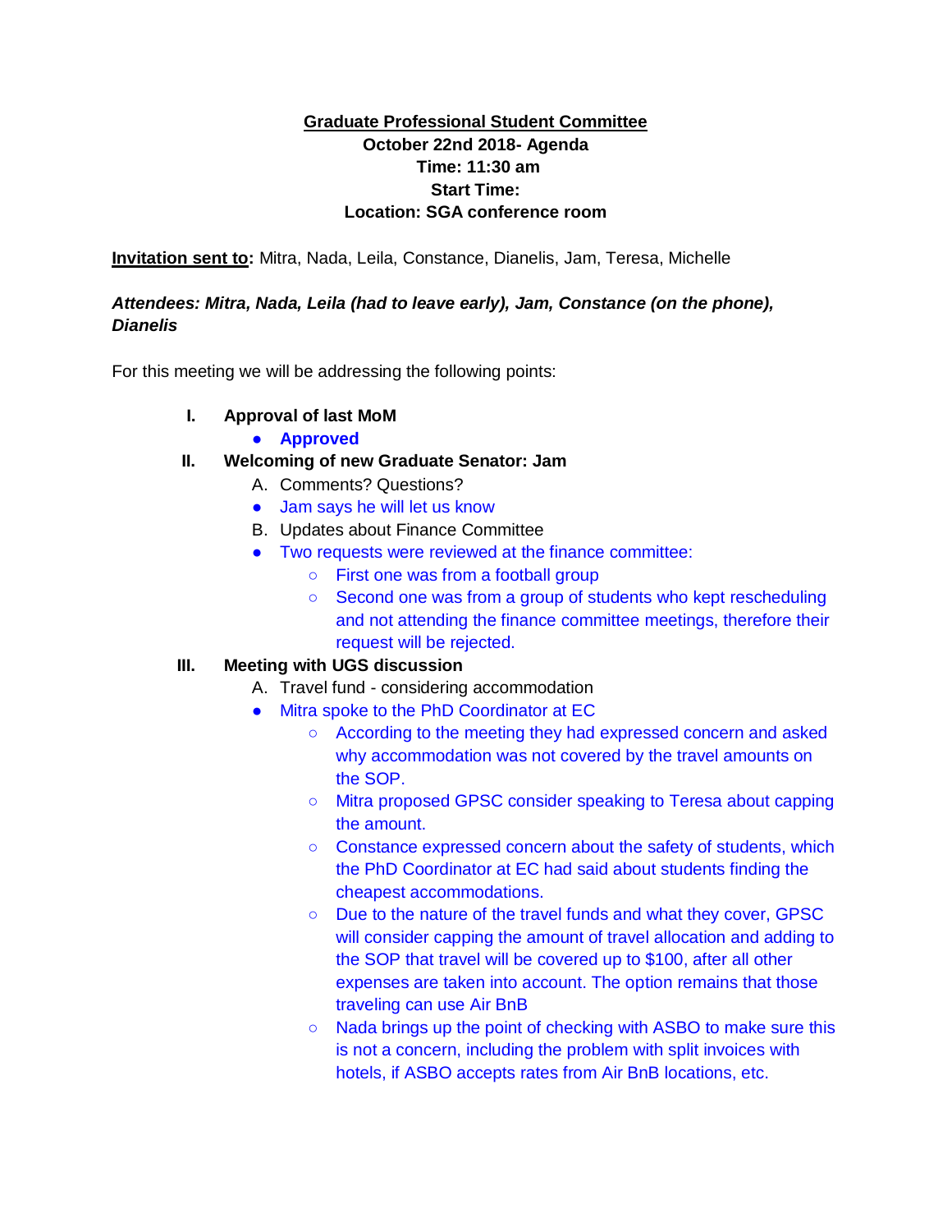**Graduate Professional Student Committee**

**October 22nd 2018- Agenda**

**Time: 11:30 am**

**Start Time:**

**Location: SGA conference room**

**Invitation sent to:** Mitra, Nada, Leila, Constance, Dianelis, Jam, Teresa, Michelle

***Attendees: Mitra, Nada, Leila (had to leave early), Jam, Constance (on the phone), Dianelis***

For this meeting we will be addressing the following points:

I. **Approval of last MoM**
   - **Approved**

II. **Welcoming of new Graduate Senator: Jam**
   A. Comments? Questions?
   - Jam says he will let us know

   B. Updates about Finance Committee
   - Two requests were reviewed at the finance committee:
     - First one was from a football group
     - Second one was from a group of students who kept rescheduling and not attending the finance committee meetings, therefore their request will be rejected.

III. **Meeting with UGS discussion**
   A. Travel fund - considering accommodation
   - Mitra spoke to the PhD Coordinator at EC
     - According to the meeting they had expressed concern and asked why accommodation was not covered by the travel amounts on the SOP.
     - Mitra proposed GPSC consider speaking to Teresa about capping the amount.
     - Constance expressed concern about the safety of students, which the PhD Coordinator at EC had said about students finding the cheapest accommodations.
     - Due to the nature of the travel funds and what they cover, GPSC will consider capping the amount of travel allocation and adding to the SOP that travel will be covered up to $100, after all other expenses are taken into account. The option remains that those traveling can use Air BnB
     - Nada brings up the point of checking with ASBO to make sure this is not a concern, including the problem with split invoices with hotels, if ASBO accepts rates from Air BnB locations, etc.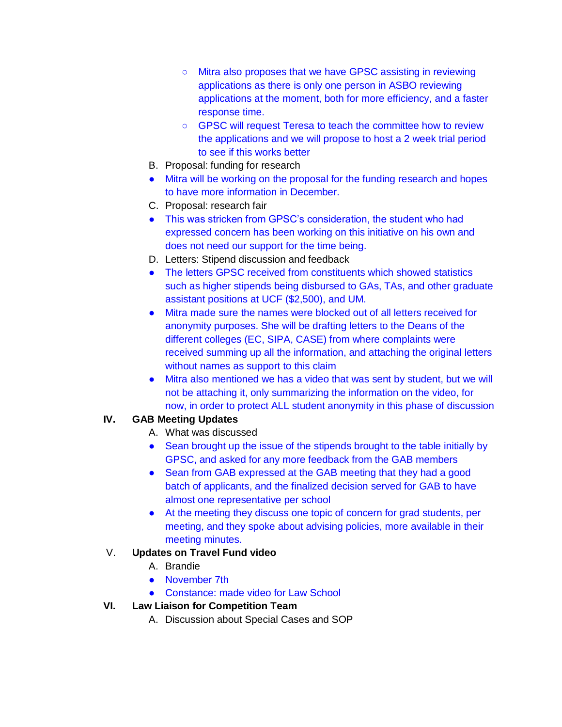- Mitra also proposes that we have GPSC assisting in reviewing applications as there is only one person in ASBO reviewing applications at the moment, both for more efficiency, and a faster response time.
    - GPSC will request Teresa to teach the committee how to review the applications and we will propose to host a 2 week trial period to see if this works better

B. Proposal: funding for research

- Mitra will be working on the proposal for the funding research and hopes to have more information in December.

C. Proposal: research fair

- This was stricken from GPSC's consideration, the student who had expressed concern has been working on this initiative on his own and does not need our support for the time being.

D. Letters: Stipend discussion and feedback

- The letters GPSC received from constituents which showed statistics such as higher stipends being disbursed to GAs, TAs, and other graduate assistant positions at UCF ($2,500), and UM.
- Mitra made sure the names were blocked out of all letters received for anonymity purposes. She will be drafting letters to the Deans of the different colleges (EC, SIPA, CASE) from where complaints were received summing up all the information, and attaching the original letters without names as support to this claim
- Mitra also mentioned we has a video that was sent by student, but we will not be attaching it, only summarizing the information on the video, for now, in order to protect ALL student anonymity in this phase of discussion

**IV. GAB Meeting Updates**

A. What was discussed

- Sean brought up the issue of the stipends brought to the table initially by GPSC, and asked for any more feedback from the GAB members
- Sean from GAB expressed at the GAB meeting that they had a good batch of applicants, and the finalized decision served for GAB to have almost one representative per school
- At the meeting they discuss one topic of concern for grad students, per meeting, and they spoke about advising policies, more available in their meeting minutes.

**V. Updates on Travel Fund video**

A. Brandie

- November 7th
- Constance: made video for Law School

**VI. Law Liaison for Competition Team**

A. Discussion about Special Cases and SOP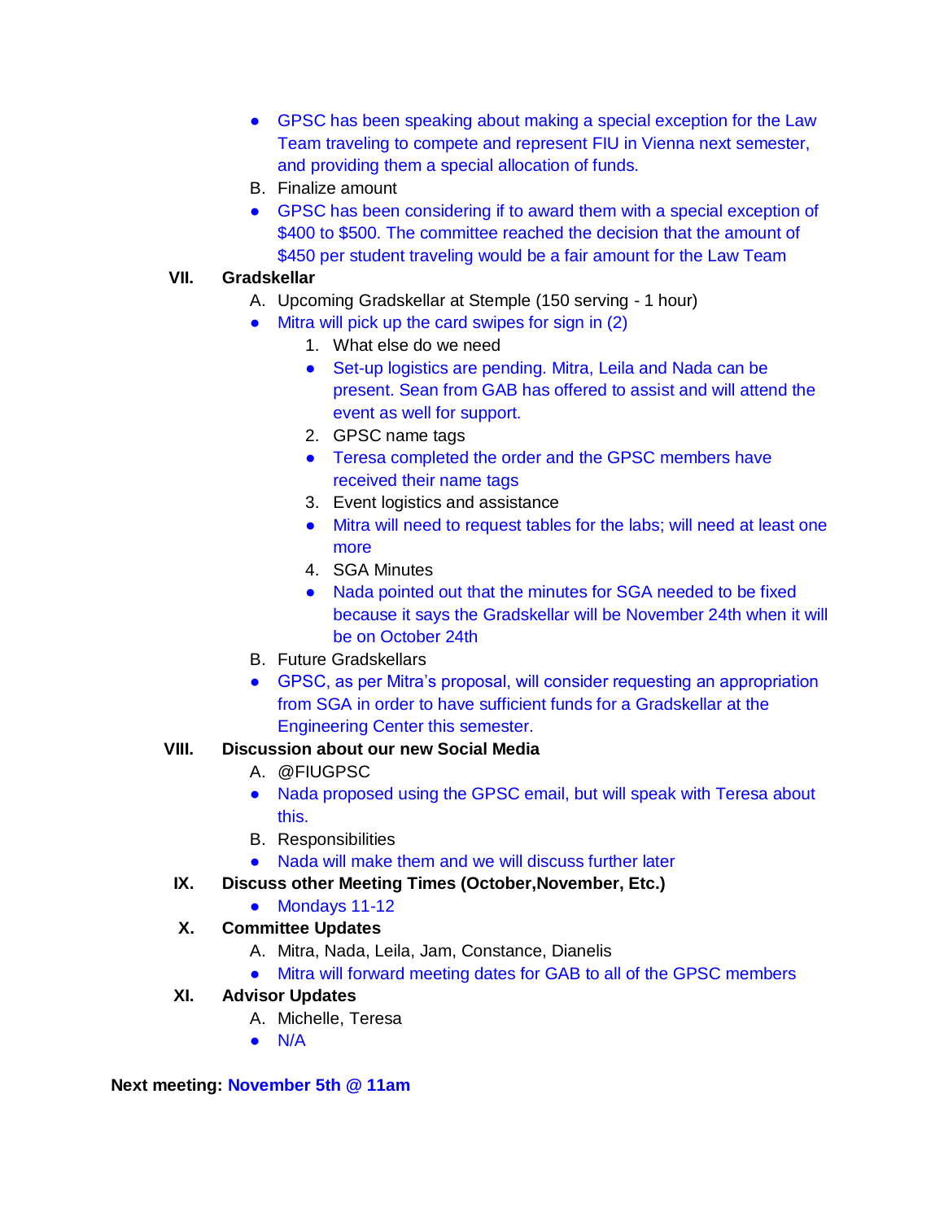- GPSC has been speaking about making a special exception for the Law Team traveling to compete and represent FIU in Vienna next semester, and providing them a special allocation of funds.

B. Finalize amount

- GPSC has been considering if to award them with a special exception of $400 to $500. The committee reached the decision that the amount of $450 per student traveling would be a fair amount for the Law Team

**VII. Gradskellar**

A. Upcoming Gradskellar at Stemple (150 serving - 1 hour)

- Mitra will pick up the card swipes for sign in (2)

1. What else do we need
   - Set-up logistics are pending. Mitra, Leila and Nada can be present. Sean from GAB has offered to assist and will attend the event as well for support.
2. GPSC name tags
   - Teresa completed the order and the GPSC members have received their name tags
3. Event logistics and assistance
   - Mitra will need to request tables for the labs; will need at least one more
4. SGA Minutes
   - Nada pointed out that the minutes for SGA needed to be fixed because it says the Gradskellar will be November 24th when it will be on October 24th

B. Future Gradskellars

- GPSC, as per Mitra's proposal, will consider requesting an appropriation from SGA in order to have sufficient funds for a Gradskellar at the Engineering Center this semester.

**VIII. Discussion about our new Social Media**

A. @FIUGPSC

- Nada proposed using the GPSC email, but will speak with Teresa about this.

B. Responsibilities

- Nada will make them and we will discuss further later

**IX. Discuss other Meeting Times (October,November, Etc.)**

- Mondays 11-12

**X. Committee Updates**

A. Mitra, Nada, Leila, Jam, Constance, Dianelis

- Mitra will forward meeting dates for GAB to all of the GPSC members

**XI. Advisor Updates**

A. Michelle, Teresa

- N/A

**Next meeting: November 5th @ 11am**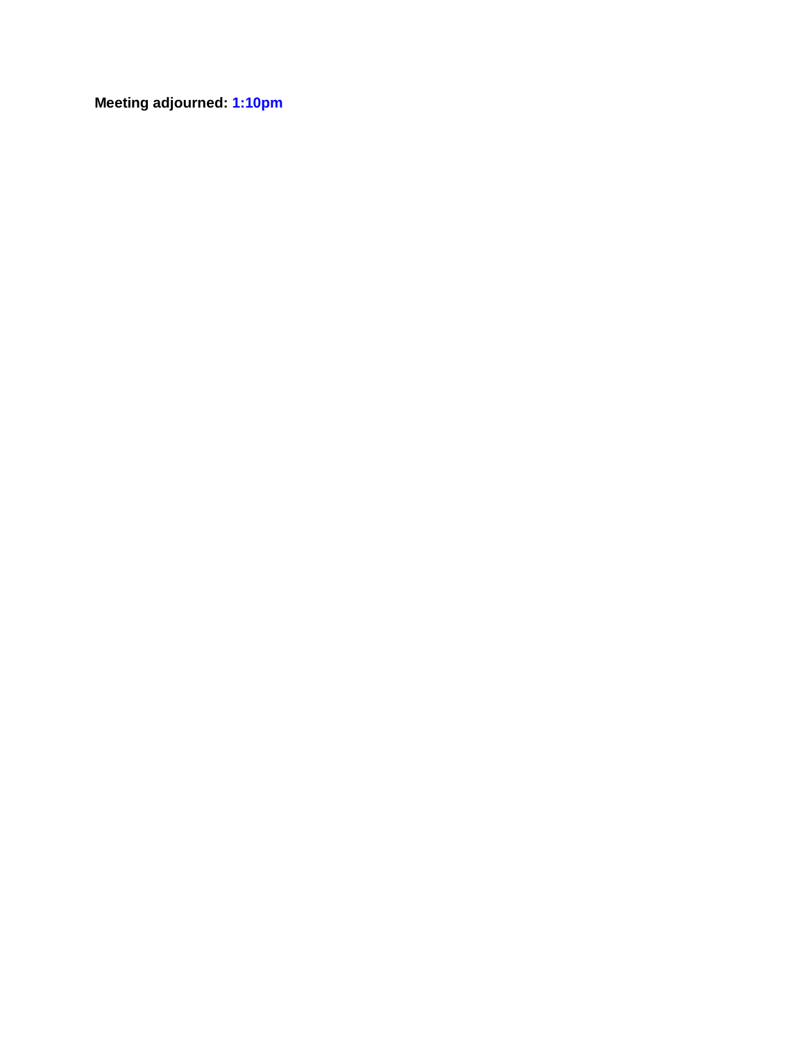**Meeting adjourned: 1:10pm**